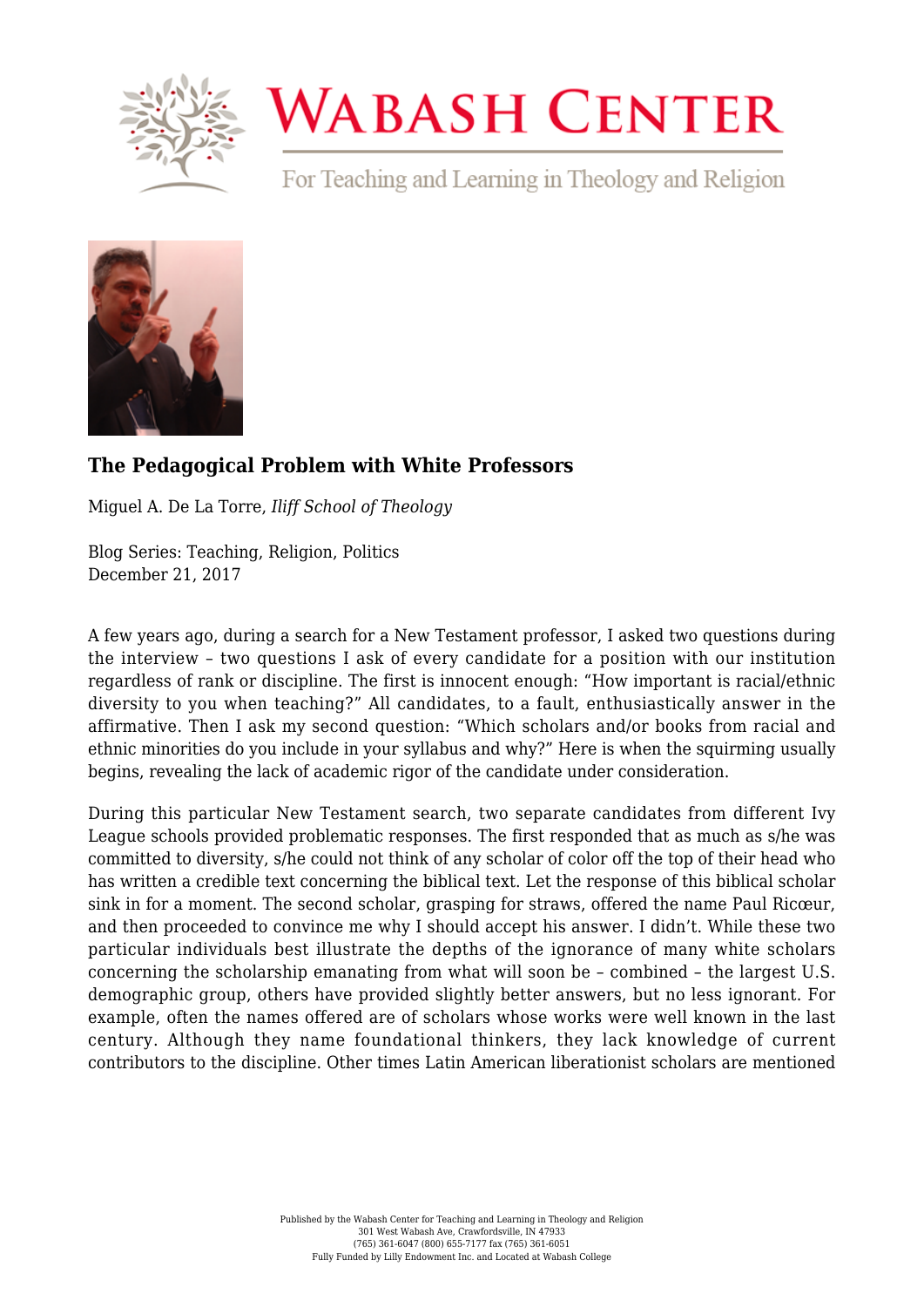# Wabash Center

For Teaching and Learning in Theology and Religion

## The Pedagogical Problem with White Professors

Miguel A. De La Torre, *Iliff School of Theology*

Blog Series: Teaching, Religion, Politics
December 21, 2017

A few years ago, during a search for a New Testament professor, I asked two questions during the interview – two questions I ask of every candidate for a position with our institution regardless of rank or discipline. The first is innocent enough: "How important is racial/ethnic diversity to you when teaching?" All candidates, to a fault, enthusiastically answer in the affirmative. Then I ask my second question: "Which scholars and/or books from racial and ethnic minorities do you include in your syllabus and why?" Here is when the squirming usually begins, revealing the lack of academic rigor of the candidate under consideration.

During this particular New Testament search, two separate candidates from different Ivy League schools provided problematic responses. The first responded that as much as s/he was committed to diversity, s/he could not think of any scholar of color off the top of their head who has written a credible text concerning the biblical text. Let the response of this biblical scholar sink in for a moment. The second scholar, grasping for straws, offered the name Paul Ricœur, and then proceeded to convince me why I should accept his answer. I didn't. While these two particular individuals best illustrate the depths of the ignorance of many white scholars concerning the scholarship emanating from what will soon be – combined – the largest U.S. demographic group, others have provided slightly better answers, but no less ignorant. For example, often the names offered are of scholars whose works were well known in the last century. Although they name foundational thinkers, they lack knowledge of current contributors to the discipline. Other times Latin American liberationist scholars are mentioned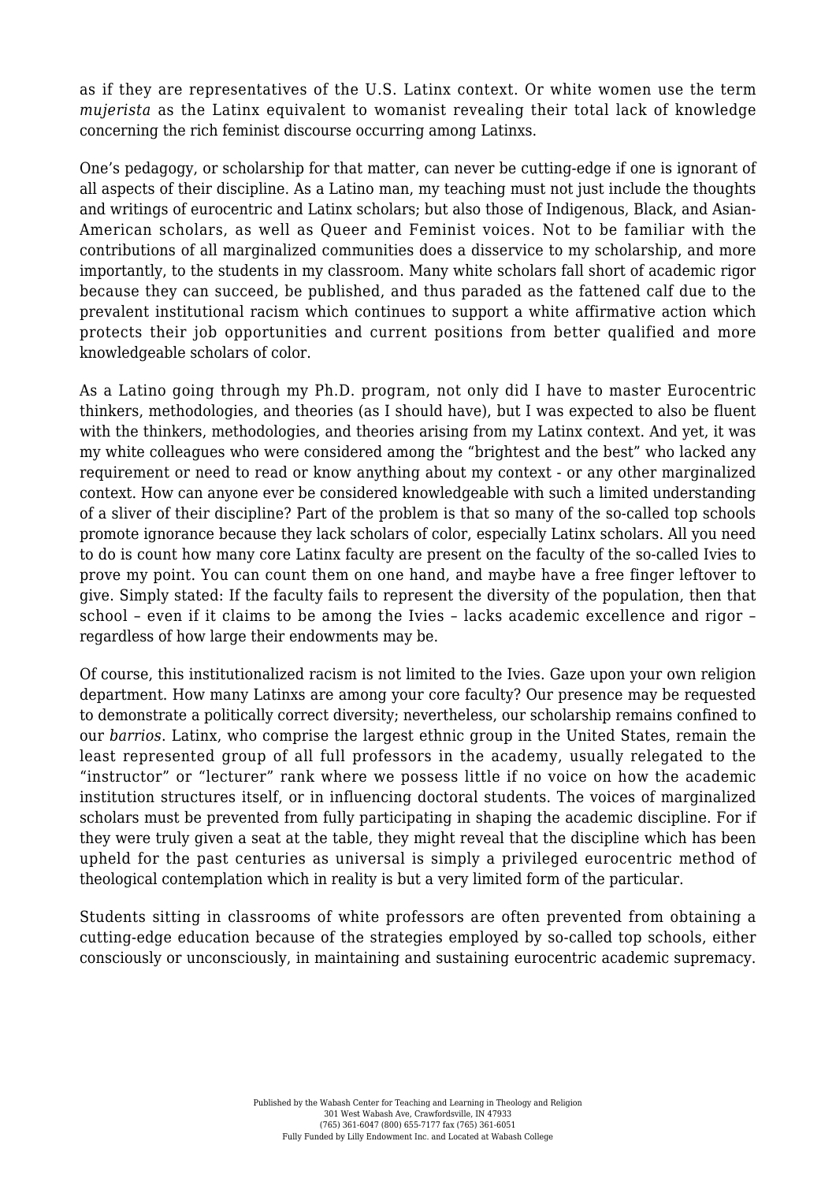as if they are representatives of the U.S. Latinx context. Or white women use the term *mujerista* as the Latinx equivalent to womanist revealing their total lack of knowledge concerning the rich feminist discourse occurring among Latinxs.

One's pedagogy, or scholarship for that matter, can never be cutting-edge if one is ignorant of all aspects of their discipline. As a Latino man, my teaching must not just include the thoughts and writings of eurocentric and Latinx scholars; but also those of Indigenous, Black, and Asian-American scholars, as well as Queer and Feminist voices. Not to be familiar with the contributions of all marginalized communities does a disservice to my scholarship, and more importantly, to the students in my classroom. Many white scholars fall short of academic rigor because they can succeed, be published, and thus paraded as the fattened calf due to the prevalent institutional racism which continues to support a white affirmative action which protects their job opportunities and current positions from better qualified and more knowledgeable scholars of color.

As a Latino going through my Ph.D. program, not only did I have to master Eurocentric thinkers, methodologies, and theories (as I should have), but I was expected to also be fluent with the thinkers, methodologies, and theories arising from my Latinx context. And yet, it was my white colleagues who were considered among the "brightest and the best" who lacked any requirement or need to read or know anything about my context - or any other marginalized context. How can anyone ever be considered knowledgeable with such a limited understanding of a sliver of their discipline? Part of the problem is that so many of the so-called top schools promote ignorance because they lack scholars of color, especially Latinx scholars. All you need to do is count how many core Latinx faculty are present on the faculty of the so-called Ivies to prove my point. You can count them on one hand, and maybe have a free finger leftover to give. Simply stated: If the faculty fails to represent the diversity of the population, then that school – even if it claims to be among the Ivies – lacks academic excellence and rigor – regardless of how large their endowments may be.

Of course, this institutionalized racism is not limited to the Ivies. Gaze upon your own religion department. How many Latinxs are among your core faculty? Our presence may be requested to demonstrate a politically correct diversity; nevertheless, our scholarship remains confined to our *barrios*. Latinx, who comprise the largest ethnic group in the United States, remain the least represented group of all full professors in the academy, usually relegated to the "instructor" or "lecturer" rank where we possess little if no voice on how the academic institution structures itself, or in influencing doctoral students. The voices of marginalized scholars must be prevented from fully participating in shaping the academic discipline. For if they were truly given a seat at the table, they might reveal that the discipline which has been upheld for the past centuries as universal is simply a privileged eurocentric method of theological contemplation which in reality is but a very limited form of the particular.

Students sitting in classrooms of white professors are often prevented from obtaining a cutting-edge education because of the strategies employed by so-called top schools, either consciously or unconsciously, in maintaining and sustaining eurocentric academic supremacy.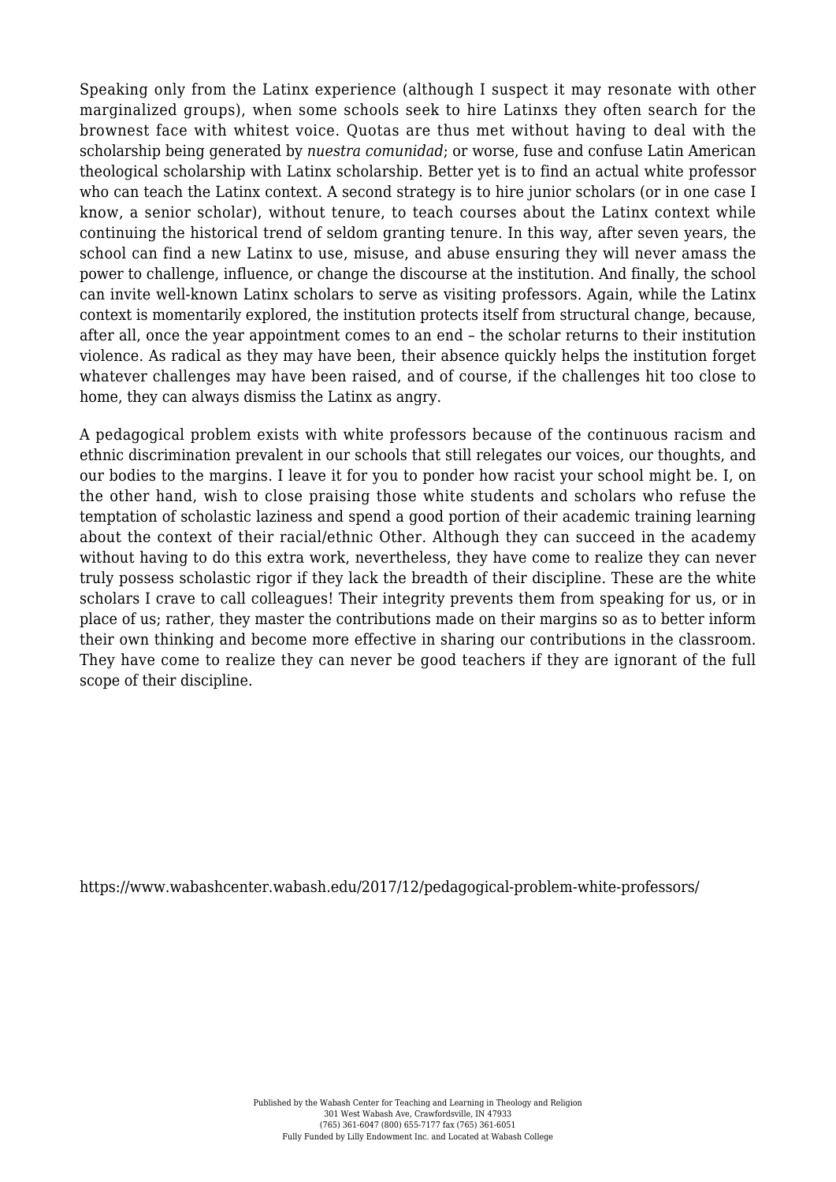Speaking only from the Latinx experience (although I suspect it may resonate with other marginalized groups), when some schools seek to hire Latinxs they often search for the brownest face with whitest voice. Quotas are thus met without having to deal with the scholarship being generated by *nuestra comunidad*; or worse, fuse and confuse Latin American theological scholarship with Latinx scholarship. Better yet is to find an actual white professor who can teach the Latinx context. A second strategy is to hire junior scholars (or in one case I know, a senior scholar), without tenure, to teach courses about the Latinx context while continuing the historical trend of seldom granting tenure. In this way, after seven years, the school can find a new Latinx to use, misuse, and abuse ensuring they will never amass the power to challenge, influence, or change the discourse at the institution. And finally, the school can invite well-known Latinx scholars to serve as visiting professors. Again, while the Latinx context is momentarily explored, the institution protects itself from structural change, because, after all, once the year appointment comes to an end – the scholar returns to their institution violence. As radical as they may have been, their absence quickly helps the institution forget whatever challenges may have been raised, and of course, if the challenges hit too close to home, they can always dismiss the Latinx as angry.

A pedagogical problem exists with white professors because of the continuous racism and ethnic discrimination prevalent in our schools that still relegates our voices, our thoughts, and our bodies to the margins. I leave it for you to ponder how racist your school might be. I, on the other hand, wish to close praising those white students and scholars who refuse the temptation of scholastic laziness and spend a good portion of their academic training learning about the context of their racial/ethnic Other. Although they can succeed in the academy without having to do this extra work, nevertheless, they have come to realize they can never truly possess scholastic rigor if they lack the breadth of their discipline. These are the white scholars I crave to call colleagues! Their integrity prevents them from speaking for us, or in place of us; rather, they master the contributions made on their margins so as to better inform their own thinking and become more effective in sharing our contributions in the classroom. They have come to realize they can never be good teachers if they are ignorant of the full scope of their discipline.

https://www.wabashcenter.wabash.edu/2017/12/pedagogical-problem-white-professors/

Published by the Wabash Center for Teaching and Learning in Theology and Religion
301 West Wabash Ave, Crawfordsville, IN 47933
(765) 361-6047 (800) 655-7177 fax (765) 361-6051
Fully Funded by Lilly Endowment Inc. and Located at Wabash College